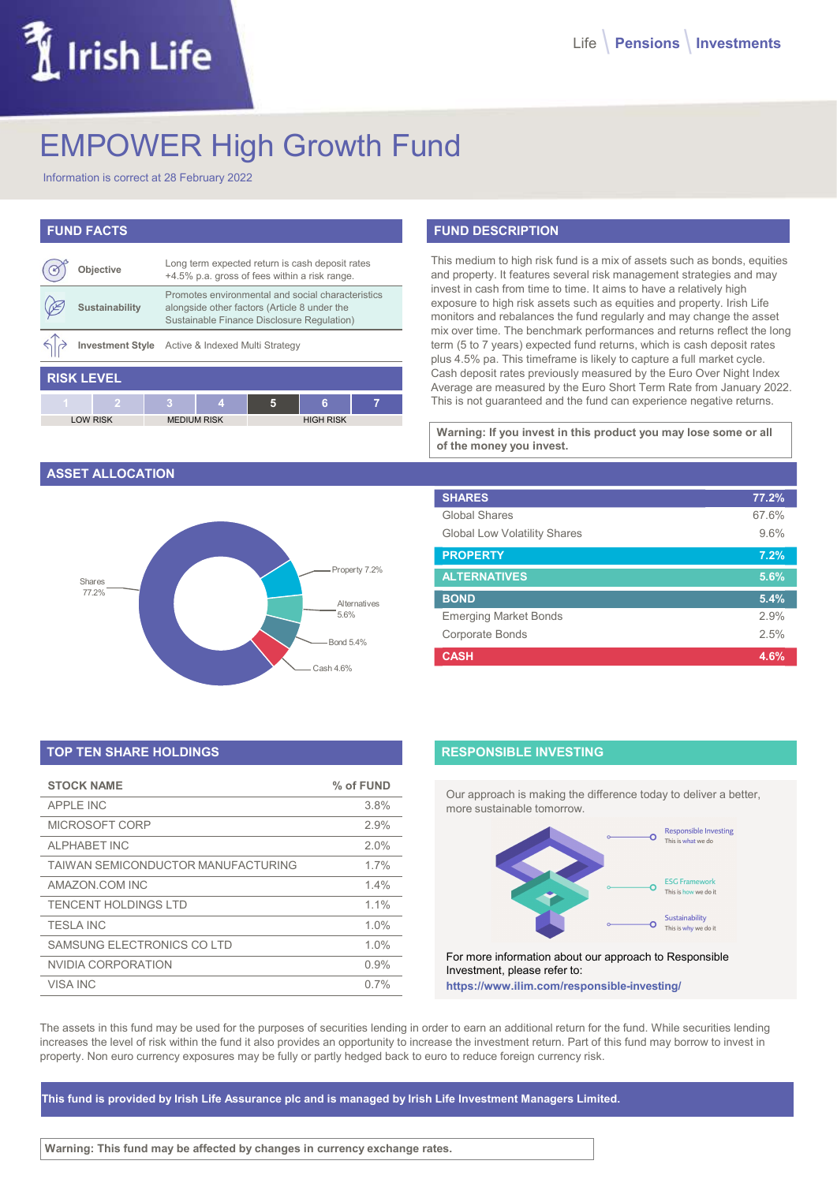# EMPOWER High Growth Fund

Information is correct at 28 February 2022

## FUND FACTS

| | |
|---|---|
| **Objective** | Long term expected return is cash deposit rates +4.5% p.a. gross of fees within a risk range. |
| **Sustainability** | Promotes environmental and social characteristics alongside other factors (Article 8 under the Sustainable Finance Disclosure Regulation) |
| **Investment Style** | Active & Indexed Multi Strategy |

## RISK LEVEL

| 1 | 2 | 3 | 4 | 5 | 6 | 7 |
|---|---|---|---|---|---|---|
| LOW RISK | | MEDIUM RISK | | HIGH RISK | | |

## FUND DESCRIPTION

This medium to high risk fund is a mix of assets such as bonds, equities and property. It features several risk management strategies and may invest in cash from time to time. It aims to have a relatively high exposure to high risk assets such as equities and property. Irish Life monitors and rebalances the fund regularly and may change the asset mix over time. The benchmark performances and returns reflect the long term (5 to 7 years) expected fund returns, which is cash deposit rates plus 4.5% pa. This timeframe is likely to capture a full market cycle. Cash deposit rates previously measured by the Euro Over Night Index Average are measured by the Euro Short Term Rate from January 2022. This is not guaranteed and the fund can experience negative returns.

**Warning: If you invest in this product you may lose some or all of the money you invest.**

## ASSET ALLOCATION

Shares 77.2%, Property 7.2%, Alternatives 5.6%, Bond 5.4%, Cash 4.6%

| | |
|---|---|
| **SHARES** | **77.2%** |
| Global Shares | 67.6% |
| Global Low Volatility Shares | 9.6% |
| **PROPERTY** | **7.2%** |
| **ALTERNATIVES** | **5.6%** |
| **BOND** | **5.4%** |
| Emerging Market Bonds | 2.9% |
| Corporate Bonds | 2.5% |
| **CASH** | **4.6%** |

## TOP TEN SHARE HOLDINGS

| STOCK NAME | % of FUND |
|---|---|
| APPLE INC | 3.8% |
| MICROSOFT CORP | 2.9% |
| ALPHABET INC | 2.0% |
| TAIWAN SEMICONDUCTOR MANUFACTURING | 1.7% |
| AMAZON.COM INC | 1.4% |
| TENCENT HOLDINGS LTD | 1.1% |
| TESLA INC | 1.0% |
| SAMSUNG ELECTRONICS CO LTD | 1.0% |
| NVIDIA CORPORATION | 0.9% |
| VISA INC | 0.7% |

## RESPONSIBLE INVESTING

Our approach is making the difference today to deliver a better, more sustainable tomorrow.

- Responsible Investing – This is what we do
- ESG Framework – This is how we do it
- Sustainability – This is why we do it

For more information about our approach to Responsible Investment, please refer to:
**https://www.ilim.com/responsible-investing/**

The assets in this fund may be used for the purposes of securities lending in order to earn an additional return for the fund. While securities lending increases the level of risk within the fund it also provides an opportunity to increase the investment return. Part of this fund may borrow to invest in property. Non euro currency exposures may be fully or partly hedged back to euro to reduce foreign currency risk.

**This fund is provided by Irish Life Assurance plc and is managed by Irish Life Investment Managers Limited.**

**Warning: This fund may be affected by changes in currency exchange rates.**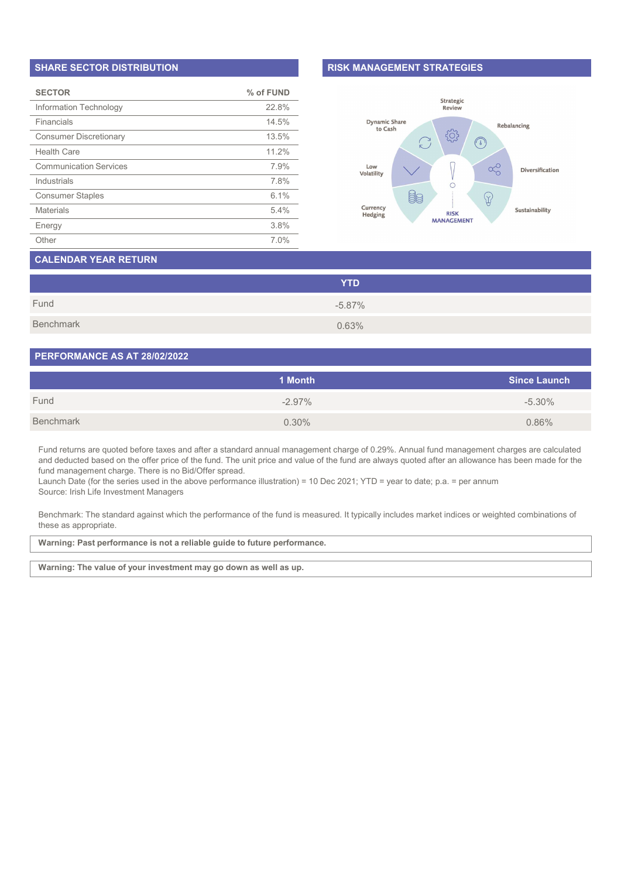## SHARE SECTOR DISTRIBUTION

| SECTOR | % of FUND |
|---|---|
| Information Technology | 22.8% |
| Financials | 14.5% |
| Consumer Discretionary | 13.5% |
| Health Care | 11.2% |
| Communication Services | 7.9% |
| Industrials | 7.8% |
| Consumer Staples | 6.1% |
| Materials | 5.4% |
| Energy | 3.8% |
| Other | 7.0% |

## RISK MANAGEMENT STRATEGIES

Strategic Review

Rebalancing

Diversification

Sustainability

RISK MANAGEMENT

Currency Hedging

Low Volatility

Dynamic Share to Cash

## CALENDAR YEAR RETURN

| | YTD |
|---|---|
| Fund | -5.87% |
| Benchmark | 0.63% |

## PERFORMANCE AS AT 28/02/2022

| | 1 Month | Since Launch |
|---|---|---|
| Fund | -2.97% | -5.30% |
| Benchmark | 0.30% | 0.86% |

Fund returns are quoted before taxes and after a standard annual management charge of 0.29%. Annual fund management charges are calculated and deducted based on the offer price of the fund. The unit price and value of the fund are always quoted after an allowance has been made for the fund management charge. There is no Bid/Offer spread.
Launch Date (for the series used in the above performance illustration) = 10 Dec 2021; YTD = year to date; p.a. = per annum
Source: Irish Life Investment Managers

Benchmark: The standard against which the performance of the fund is measured. It typically includes market indices or weighted combinations of these as appropriate.

**Warning: Past performance is not a reliable guide to future performance.**

**Warning: The value of your investment may go down as well as up.**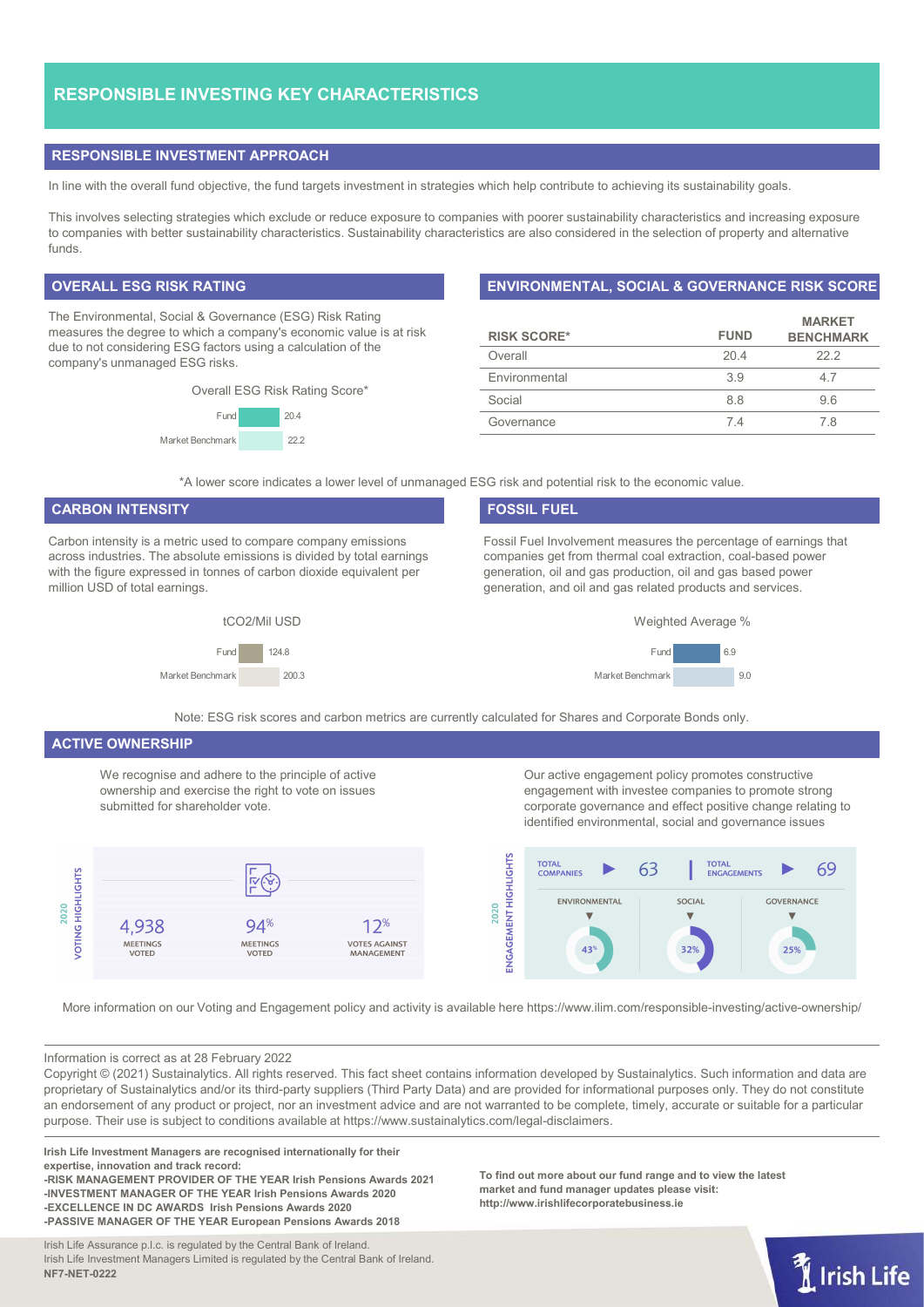# RESPONSIBLE INVESTING KEY CHARACTERISTICS

## RESPONSIBLE INVESTMENT APPROACH

In line with the overall fund objective, the fund targets investment in strategies which help contribute to achieving its sustainability goals.

This involves selecting strategies which exclude or reduce exposure to companies with poorer sustainability characteristics and increasing exposure to companies with better sustainability characteristics. Sustainability characteristics are also considered in the selection of property and alternative funds.

## OVERALL ESG RISK RATING

The Environmental, Social & Governance (ESG) Risk Rating measures the degree to which a company's economic value is at risk due to not considering ESG factors using a calculation of the company's unmanaged ESG risks.

Overall ESG Risk Rating Score*

Fund 20.4

Market Benchmark 22.2

## ENVIRONMENTAL, SOCIAL & GOVERNANCE RISK SCORE

| RISK SCORE* | FUND | MARKET BENCHMARK |
|---|---|---|
| Overall | 20.4 | 22.2 |
| Environmental | 3.9 | 4.7 |
| Social | 8.8 | 9.6 |
| Governance | 7.4 | 7.8 |

*A lower score indicates a lower level of unmanaged ESG risk and potential risk to the economic value.

## CARBON INTENSITY

Carbon intensity is a metric used to compare company emissions across industries. The absolute emissions is divided by total earnings with the figure expressed in tonnes of carbon dioxide equivalent per million USD of total earnings.

tCO2/Mil USD

Fund 124.8

Market Benchmark 200.3

## FOSSIL FUEL

Fossil Fuel Involvement measures the percentage of earnings that companies get from thermal coal extraction, coal-based power generation, oil and gas production, oil and gas based power generation, and oil and gas related products and services.

Weighted Average %

Fund 6.9

Market Benchmark 9.0

Note: ESG risk scores and carbon metrics are currently calculated for Shares and Corporate Bonds only.

## ACTIVE OWNERSHIP

We recognise and adhere to the principle of active ownership and exercise the right to vote on issues submitted for shareholder vote.

Our active engagement policy promotes constructive engagement with investee companies to promote strong corporate governance and effect positive change relating to identified environmental, social and governance issues

**2020 VOTING HIGHLIGHTS**

4,938 MEETINGS VOTED

94% MEETINGS VOTED

12% VOTES AGAINST MANAGEMENT

**2020 ENGAGEMENT HIGHLIGHTS**

TOTAL COMPANIES 63

TOTAL ENGAGEMENTS 69

ENVIRONMENTAL 43%

SOCIAL 32%

GOVERNANCE 25%

More information on our Voting and Engagement policy and activity is available here https://www.ilim.com/responsible-investing/active-ownership/

Information is correct as at 28 February 2022

Copyright © (2021) Sustainalytics. All rights reserved. This fact sheet contains information developed by Sustainalytics. Such information and data are proprietary of Sustainalytics and/or its third-party suppliers (Third Party Data) and are provided for informational purposes only. They do not constitute an endorsement of any product or project, nor an investment advice and are not warranted to be complete, timely, accurate or suitable for a particular purpose. Their use is subject to conditions available at https://www.sustainalytics.com/legal-disclaimers.

**Irish Life Investment Managers are recognised internationally for their expertise, innovation and track record:**
**-RISK MANAGEMENT PROVIDER OF THE YEAR Irish Pensions Awards 2021**
**-INVESTMENT MANAGER OF THE YEAR Irish Pensions Awards 2020**
**-EXCELLENCE IN DC AWARDS Irish Pensions Awards 2020**
**-PASSIVE MANAGER OF THE YEAR European Pensions Awards 2018**

**To find out more about our fund range and to view the latest market and fund manager updates please visit: http://www.irishlifecorporatebusiness.ie**

Irish Life Assurance p.l.c. is regulated by the Central Bank of Ireland.
Irish Life Investment Managers Limited is regulated by the Central Bank of Ireland.
**NF7-NET-0222**

Irish Life